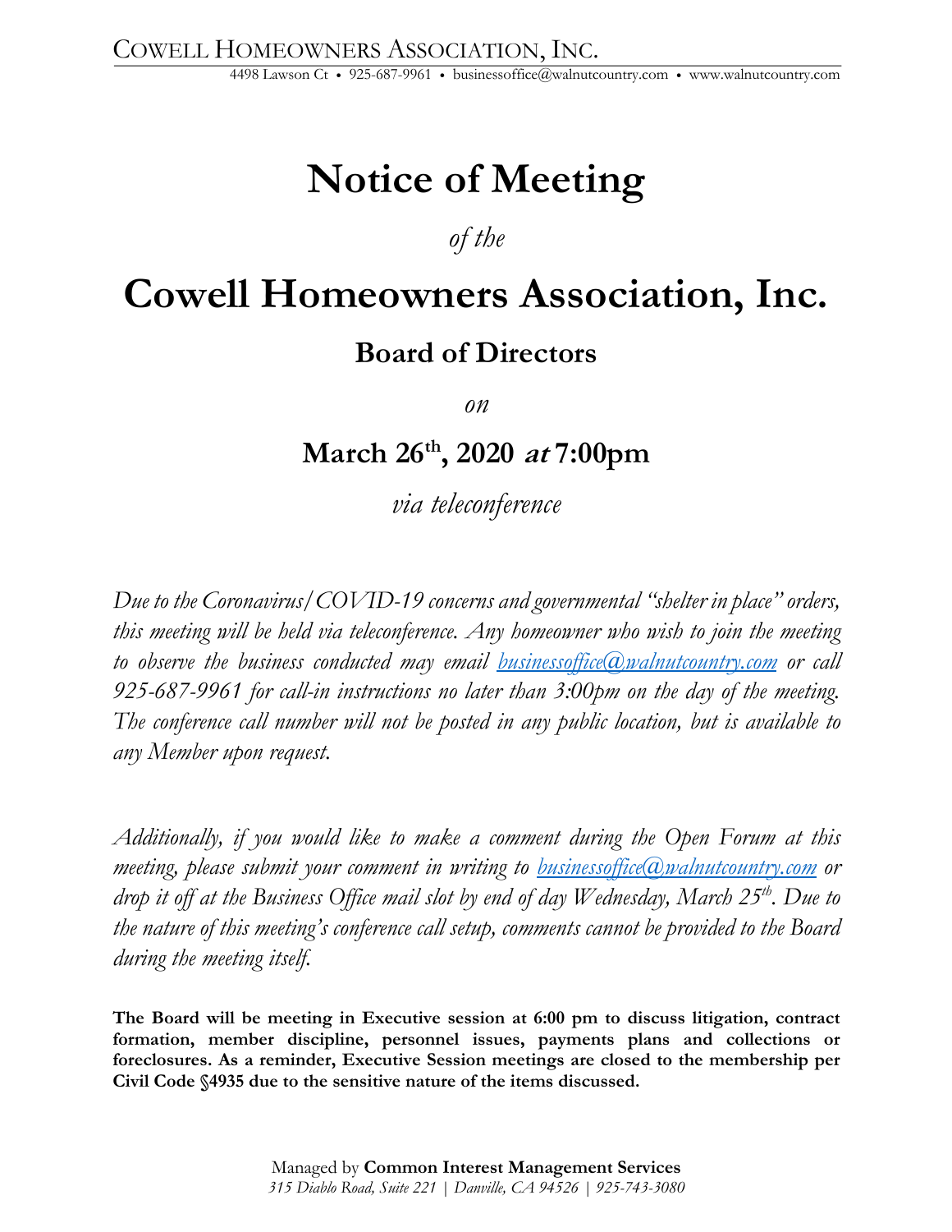COWELL HOMEOWNERS ASSOCIATION, INC.

4498 Lawson Ct • 925-687-9961 • businessoffice@walnutcountry.com • www.walnutcountry.com

# Notice of Meeting

*of the*

# Cowell Homeowners Association, Inc.

## Board of Directors

*on*

## March 26th, 2020 *at* 7:00pm

*via teleconference*

*Due to the Coronavirus/COVID-19 concerns and governmental "shelter in place" orders, this meeting will be held via teleconference. Any homeowner who wish to join the meeting to observe the business conducted may email businessoffice@walnutcountry.com or call 925-687-9961 for call-in instructions no later than 3:00pm on the day of the meeting. The conference call number will not be posted in any public location, but is available to any Member upon request.*

*Additionally, if you would like to make a comment during the Open Forum at this meeting, please submit your comment in writing to businessoffice@walnutcountry.com or drop it off at the Business Office mail slot by end of day Wednesday, March 25th. Due to the nature of this meeting's conference call setup, comments cannot be provided to the Board during the meeting itself.*

**The Board will be meeting in Executive session at 6:00 pm to discuss litigation, contract formation, member discipline, personnel issues, payments plans and collections or foreclosures. As a reminder, Executive Session meetings are closed to the membership per Civil Code §4935 due to the sensitive nature of the items discussed.**

Managed by **Common Interest Management Services**
*315 Diablo Road, Suite 221 | Danville, CA 94526 | 925-743-3080*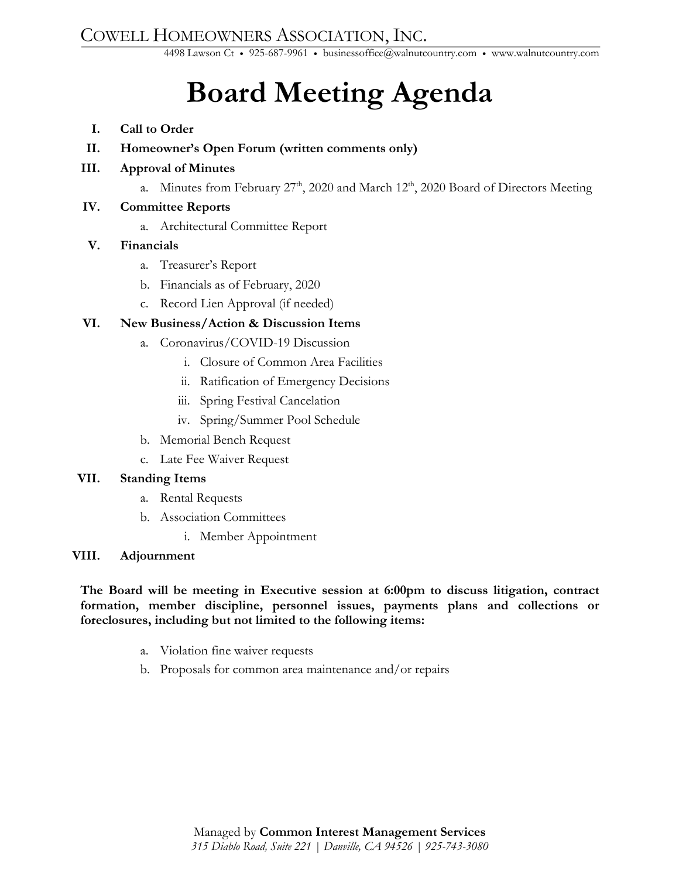COWELL HOMEOWNERS ASSOCIATION, INC.

4498 Lawson Ct • 925-687-9961 • businessoffice@walnutcountry.com • www.walnutcountry.com

# Board Meeting Agenda

I. **Call to Order**

II. **Homeowner's Open Forum (written comments only)**

III. **Approval of Minutes**
   a. Minutes from February 27th, 2020 and March 12th, 2020 Board of Directors Meeting

IV. **Committee Reports**
   a. Architectural Committee Report

V. **Financials**
   a. Treasurer's Report
   b. Financials as of February, 2020
   c. Record Lien Approval (if needed)

VI. **New Business/Action & Discussion Items**
   a. Coronavirus/COVID-19 Discussion
      i. Closure of Common Area Facilities
      ii. Ratification of Emergency Decisions
      iii. Spring Festival Cancelation
      iv. Spring/Summer Pool Schedule
   b. Memorial Bench Request
   c. Late Fee Waiver Request

VII. **Standing Items**
   a. Rental Requests
   b. Association Committees
      i. Member Appointment

VIII. **Adjournment**

**The Board will be meeting in Executive session at 6:00pm to discuss litigation, contract formation, member discipline, personnel issues, payments plans and collections or foreclosures, including but not limited to the following items:**

a. Violation fine waiver requests
b. Proposals for common area maintenance and/or repairs

Managed by **Common Interest Management Services**
*315 Diablo Road, Suite 221 | Danville, CA 94526 | 925-743-3080*